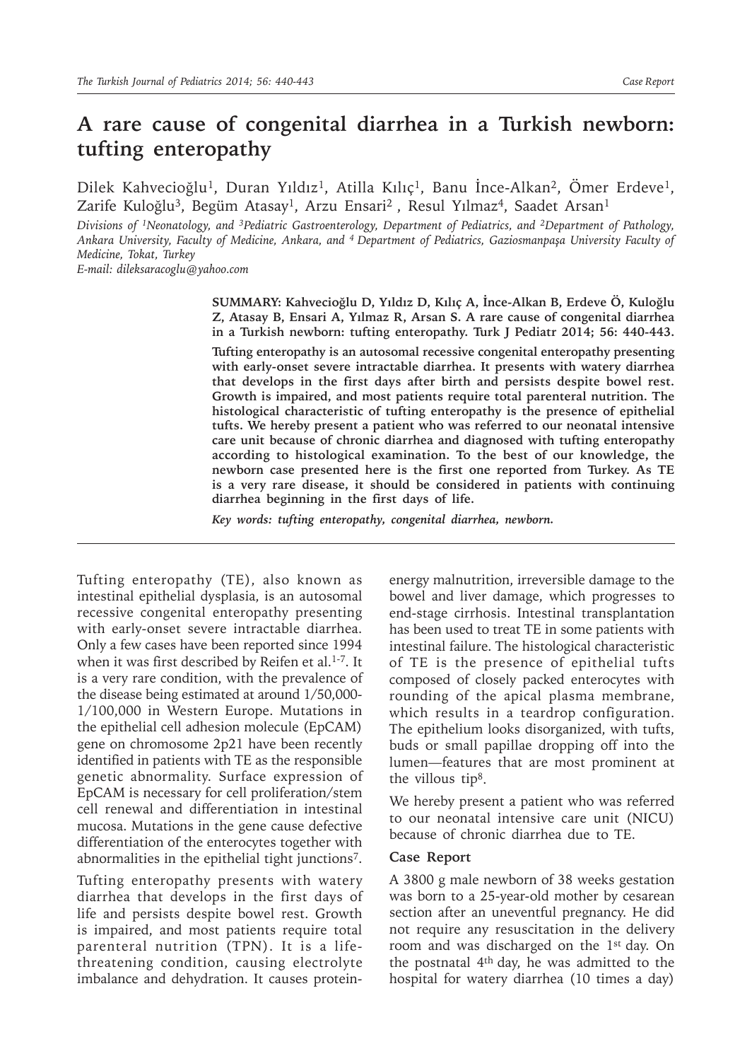# A rare cause of congenital diarrhea in a Turkish newborn: tufting enteropathy

Dilek Kahvecioğlu[1], Duran Yıldız[1], Atilla Kılıç[1], Banu İnce-Alkan[2], Ömer Erdeve[1], Zarife Kuloğlu[3], Begüm Atasay[1], Arzu Ensari[2], Resul Yılmaz[4], Saadet Arsan[1]

*Divisions of [1]Neonatology, and [3]Pediatric Gastroenterology, Department of Pediatrics, and [2]Department of Pathology, Ankara University, Faculty of Medicine, Ankara, and [4] Department of Pediatrics, Gaziosmanpaşa University Faculty of Medicine, Tokat, Turkey*

*E-mail: dileksaracoglu@yahoo.com*

**SUMMARY: Kahvecioğlu D, Yıldız D, Kılıç A, İnce-Alkan B, Erdeve Ö, Kuloğlu Z, Atasay B, Ensari A, Yılmaz R, Arsan S. A rare cause of congenital diarrhea in a Turkish newborn: tufting enteropathy. Turk J Pediatr 2014; 56: 440-443.**

**Tufting enteropathy is an autosomal recessive congenital enteropathy presenting with early-onset severe intractable diarrhea. It presents with watery diarrhea that develops in the first days after birth and persists despite bowel rest. Growth is impaired, and most patients require total parenteral nutrition. The histological characteristic of tufting enteropathy is the presence of epithelial tufts. We hereby present a patient who was referred to our neonatal intensive care unit because of chronic diarrhea and diagnosed with tufting enteropathy according to histological examination. To the best of our knowledge, the newborn case presented here is the first one reported from Turkey. As TE is a very rare disease, it should be considered in patients with continuing diarrhea beginning in the first days of life.**

***Key words: tufting enteropathy, congenital diarrhea, newborn.***

Tufting enteropathy (TE), also known as intestinal epithelial dysplasia, is an autosomal recessive congenital enteropathy presenting with early-onset severe intractable diarrhea. Only a few cases have been reported since 1994 when it was first described by Reifen et al.[1-7]. It is a very rare condition, with the prevalence of the disease being estimated at around 1/50,000-1/100,000 in Western Europe. Mutations in the epithelial cell adhesion molecule (EpCAM) gene on chromosome 2p21 have been recently identified in patients with TE as the responsible genetic abnormality. Surface expression of EpCAM is necessary for cell proliferation/stem cell renewal and differentiation in intestinal mucosa. Mutations in the gene cause defective differentiation of the enterocytes together with abnormalities in the epithelial tight junctions[7].

Tufting enteropathy presents with watery diarrhea that develops in the first days of life and persists despite bowel rest. Growth is impaired, and most patients require total parenteral nutrition (TPN). It is a life-threatening condition, causing electrolyte imbalance and dehydration. It causes protein-energy malnutrition, irreversible damage to the bowel and liver damage, which progresses to end-stage cirrhosis. Intestinal transplantation has been used to treat TE in some patients with intestinal failure. The histological characteristic of TE is the presence of epithelial tufts composed of closely packed enterocytes with rounding of the apical plasma membrane, which results in a teardrop configuration. The epithelium looks disorganized, with tufts, buds or small papillae dropping off into the lumen—features that are most prominent at the villous tip[8].

We hereby present a patient who was referred to our neonatal intensive care unit (NICU) because of chronic diarrhea due to TE.

## Case Report

A 3800 g male newborn of 38 weeks gestation was born to a 25-year-old mother by cesarean section after an uneventful pregnancy. He did not require any resuscitation in the delivery room and was discharged on the 1st day. On the postnatal 4th day, he was admitted to the hospital for watery diarrhea (10 times a day)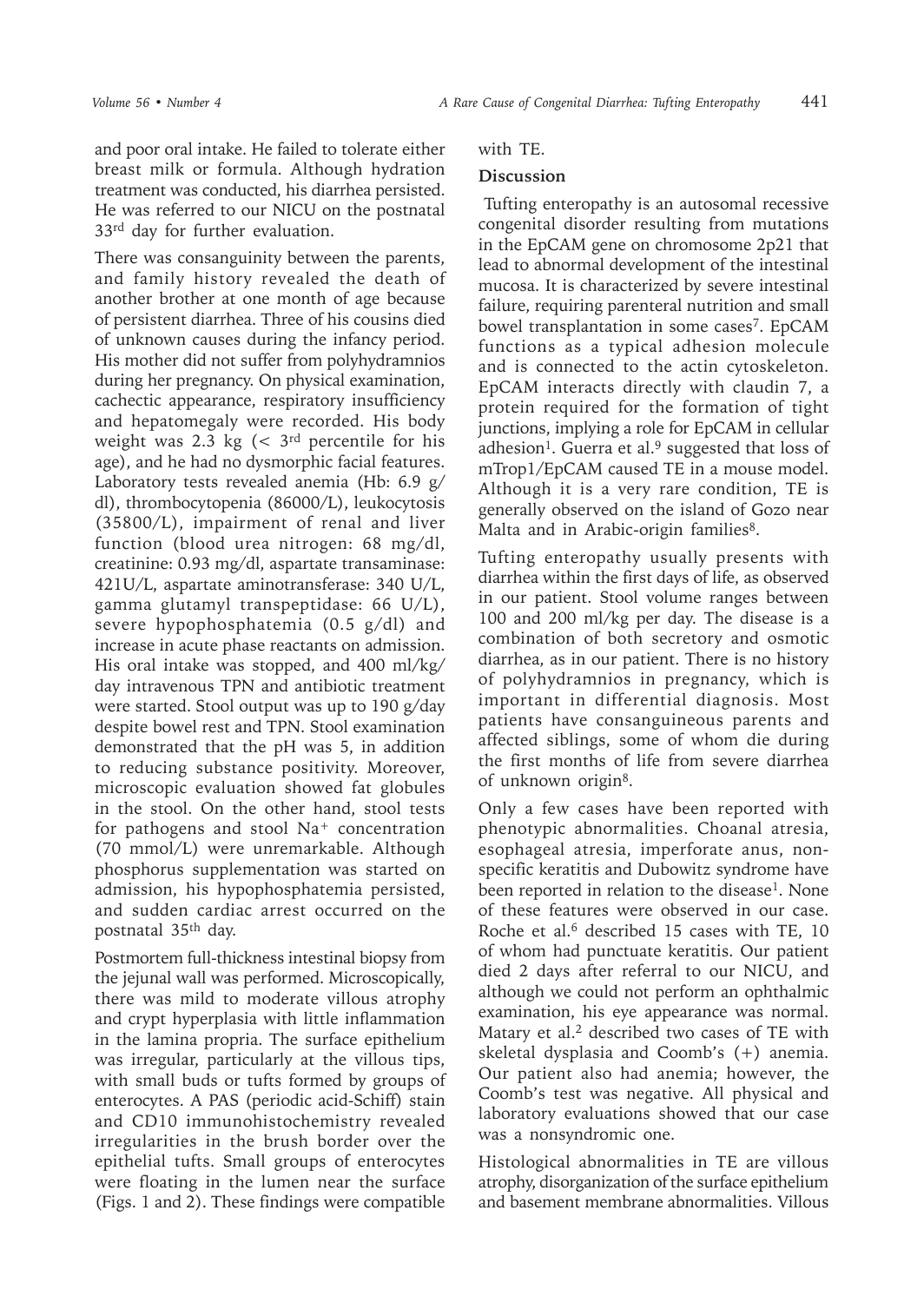and poor oral intake. He failed to tolerate either breast milk or formula. Although hydration treatment was conducted, his diarrhea persisted. He was referred to our NICU on the postnatal 33rd day for further evaluation.

There was consanguinity between the parents, and family history revealed the death of another brother at one month of age because of persistent diarrhea. Three of his cousins died of unknown causes during the infancy period. His mother did not suffer from polyhydramnios during her pregnancy. On physical examination, cachectic appearance, respiratory insufficiency and hepatomegaly were recorded. His body weight was 2.3 kg (< 3rd percentile for his age), and he had no dysmorphic facial features. Laboratory tests revealed anemia (Hb: 6.9 g/dl), thrombocytopenia (86000/L), leukocytosis (35800/L), impairment of renal and liver function (blood urea nitrogen: 68 mg/dl, creatinine: 0.93 mg/dl, aspartate transaminase: 421U/L, aspartate aminotransferase: 340 U/L, gamma glutamyl transpeptidase: 66 U/L), severe hypophosphatemia (0.5 g/dl) and increase in acute phase reactants on admission. His oral intake was stopped, and 400 ml/kg/day intravenous TPN and antibiotic treatment were started. Stool output was up to 190 g/day despite bowel rest and TPN. Stool examination demonstrated that the pH was 5, in addition to reducing substance positivity. Moreover, microscopic evaluation showed fat globules in the stool. On the other hand, stool tests for pathogens and stool $Na^+$ concentration (70 mmol/L) were unremarkable. Although phosphorus supplementation was started on admission, his hypophosphatemia persisted, and sudden cardiac arrest occurred on the postnatal 35th day.

Postmortem full-thickness intestinal biopsy from the jejunal wall was performed. Microscopically, there was mild to moderate villous atrophy and crypt hyperplasia with little inflammation in the lamina propria. The surface epithelium was irregular, particularly at the villous tips, with small buds or tufts formed by groups of enterocytes. A PAS (periodic acid-Schiff) stain and CD10 immunohistochemistry revealed irregularities in the brush border over the epithelial tufts. Small groups of enterocytes were floating in the lumen near the surface (Figs. 1 and 2). These findings were compatible with TE.

## Discussion

Tufting enteropathy is an autosomal recessive congenital disorder resulting from mutations in the EpCAM gene on chromosome 2p21 that lead to abnormal development of the intestinal mucosa. It is characterized by severe intestinal failure, requiring parenteral nutrition and small bowel transplantation in some cases[7]. EpCAM functions as a typical adhesion molecule and is connected to the actin cytoskeleton. EpCAM interacts directly with claudin 7, a protein required for the formation of tight junctions, implying a role for EpCAM in cellular adhesion[1]. Guerra et al.[9] suggested that loss of mTrop1/EpCAM caused TE in a mouse model. Although it is a very rare condition, TE is generally observed on the island of Gozo near Malta and in Arabic-origin families[8].

Tufting enteropathy usually presents with diarrhea within the first days of life, as observed in our patient. Stool volume ranges between 100 and 200 ml/kg per day. The disease is a combination of both secretory and osmotic diarrhea, as in our patient. There is no history of polyhydramnios in pregnancy, which is important in differential diagnosis. Most patients have consanguineous parents and affected siblings, some of whom die during the first months of life from severe diarrhea of unknown origin[8].

Only a few cases have been reported with phenotypic abnormalities. Choanal atresia, esophageal atresia, imperforate anus, non-specific keratitis and Dubowitz syndrome have been reported in relation to the disease[1]. None of these features were observed in our case. Roche et al.[6] described 15 cases with TE, 10 of whom had punctuate keratitis. Our patient died 2 days after referral to our NICU, and although we could not perform an ophthalmic examination, his eye appearance was normal. Matary et al.[2] described two cases of TE with skeletal dysplasia and Coomb's (+) anemia. Our patient also had anemia; however, the Coomb's test was negative. All physical and laboratory evaluations showed that our case was a nonsyndromic one.

Histological abnormalities in TE are villous atrophy, disorganization of the surface epithelium and basement membrane abnormalities. Villous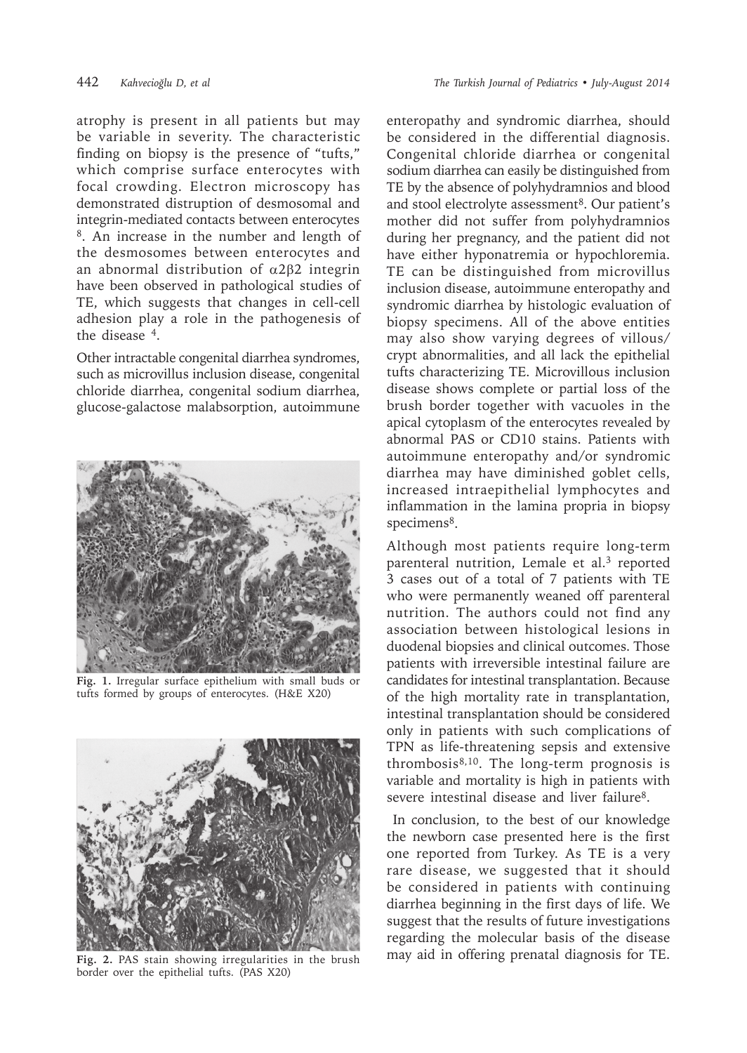atrophy is present in all patients but may be variable in severity. The characteristic finding on biopsy is the presence of "tufts," which comprise surface enterocytes with focal crowding. Electron microscopy has demonstrated distruption of desmosomal and integrin-mediated contacts between enterocytes [8]. An increase in the number and length of the desmosomes between enterocytes and an abnormal distribution of $\alpha2\beta2$ integrin have been observed in pathological studies of TE, which suggests that changes in cell-cell adhesion play a role in the pathogenesis of the disease [4].

Other intractable congenital diarrhea syndromes, such as microvillus inclusion disease, congenital chloride diarrhea, congenital sodium diarrhea, glucose-galactose malabsorption, autoimmune enteropathy and syndromic diarrhea, should be considered in the differential diagnosis. Congenital chloride diarrhea or congenital sodium diarrhea can easily be distinguished from TE by the absence of polyhydramnios and blood and stool electrolyte assessment[8]. Our patient's mother did not suffer from polyhydramnios during her pregnancy, and the patient did not have either hyponatremia or hypochloremia. TE can be distinguished from microvillus inclusion disease, autoimmune enteropathy and syndromic diarrhea by histologic evaluation of biopsy specimens. All of the above entities may also show varying degrees of villous/crypt abnormalities, and all lack the epithelial tufts characterizing TE. Microvillous inclusion disease shows complete or partial loss of the brush border together with vacuoles in the apical cytoplasm of the enterocytes revealed by abnormal PAS or CD10 stains. Patients with autoimmune enteropathy and/or syndromic diarrhea may have diminished goblet cells, increased intraepithelial lymphocytes and inflammation in the lamina propria in biopsy specimens[8].

**Fig. 1.** Irregular surface epithelium with small buds or tufts formed by groups of enterocytes. (H&E X20)

**Fig. 2.** PAS stain showing irregularities in the brush border over the epithelial tufts. (PAS X20)

Although most patients require long-term parenteral nutrition, Lemale et al.[3] reported 3 cases out of a total of 7 patients with TE who were permanently weaned off parenteral nutrition. The authors could not find any association between histological lesions in duodenal biopsies and clinical outcomes. Those patients with irreversible intestinal failure are candidates for intestinal transplantation. Because of the high mortality rate in transplantation, intestinal transplantation should be considered only in patients with such complications of TPN as life-threatening sepsis and extensive thrombosis[8,10]. The long-term prognosis is variable and mortality is high in patients with severe intestinal disease and liver failure[8].

In conclusion, to the best of our knowledge the newborn case presented here is the first one reported from Turkey. As TE is a very rare disease, we suggested that it should be considered in patients with continuing diarrhea beginning in the first days of life. We suggest that the results of future investigations regarding the molecular basis of the disease may aid in offering prenatal diagnosis for TE.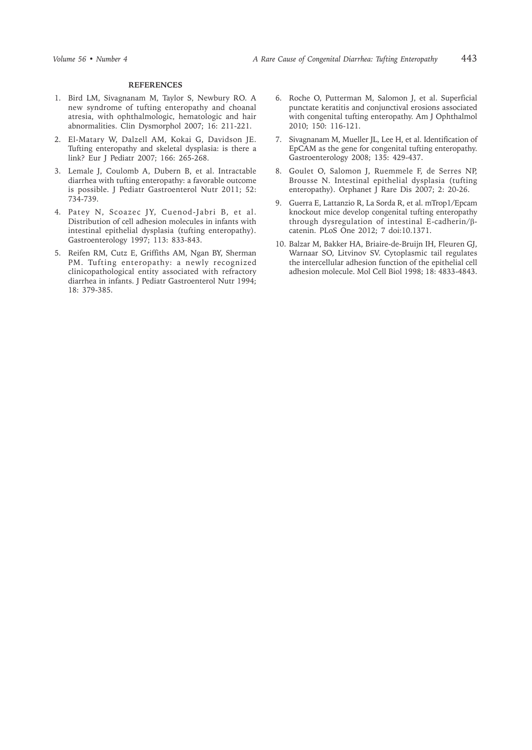## REFERENCES

1. Bird LM, Sivagnanam M, Taylor S, Newbury RO. A new syndrome of tufting enteropathy and choanal atresia, with ophthalmologic, hematologic and hair abnormalities. Clin Dysmorphol 2007; 16: 211-221.
2. El-Matary W, Dalzell AM, Kokai G, Davidson JE. Tufting enteropathy and skeletal dysplasia: is there a link? Eur J Pediatr 2007; 166: 265-268.
3. Lemale J, Coulomb A, Dubern B, et al. Intractable diarrhea with tufting enteropathy: a favorable outcome is possible. J Pediatr Gastroenterol Nutr 2011; 52: 734-739.
4. Patey N, Scoazec JY, Cuenod-Jabri B, et al. Distribution of cell adhesion molecules in infants with intestinal epithelial dysplasia (tufting enteropathy). Gastroenterology 1997; 113: 833-843.
5. Reifen RM, Cutz E, Griffiths AM, Ngan BY, Sherman PM. Tufting enteropathy: a newly recognized clinicopathological entity associated with refractory diarrhea in infants. J Pediatr Gastroenterol Nutr 1994; 18: 379-385.
6. Roche O, Putterman M, Salomon J, et al. Superficial punctate keratitis and conjunctival erosions associated with congenital tufting enteropathy. Am J Ophthalmol 2010; 150: 116-121.
7. Sivagnanam M, Mueller JL, Lee H, et al. Identification of EpCAM as the gene for congenital tufting enteropathy. Gastroenterology 2008; 135: 429-437.
8. Goulet O, Salomon J, Ruemmele F, de Serres NP, Brousse N. Intestinal epithelial dysplasia (tufting enteropathy). Orphanet J Rare Dis 2007; 2: 20-26.
9. Guerra E, Lattanzio R, La Sorda R, et al. mTrop1/Epcam knockout mice develop congenital tufting enteropathy through dysregulation of intestinal E-cadherin/β-catenin. PLoS One 2012; 7 doi:10.1371.
10. Balzar M, Bakker HA, Briaire-de-Bruijn IH, Fleuren GJ, Warnaar SO, Litvinov SV. Cytoplasmic tail regulates the intercellular adhesion function of the epithelial cell adhesion molecule. Mol Cell Biol 1998; 18: 4833-4843.